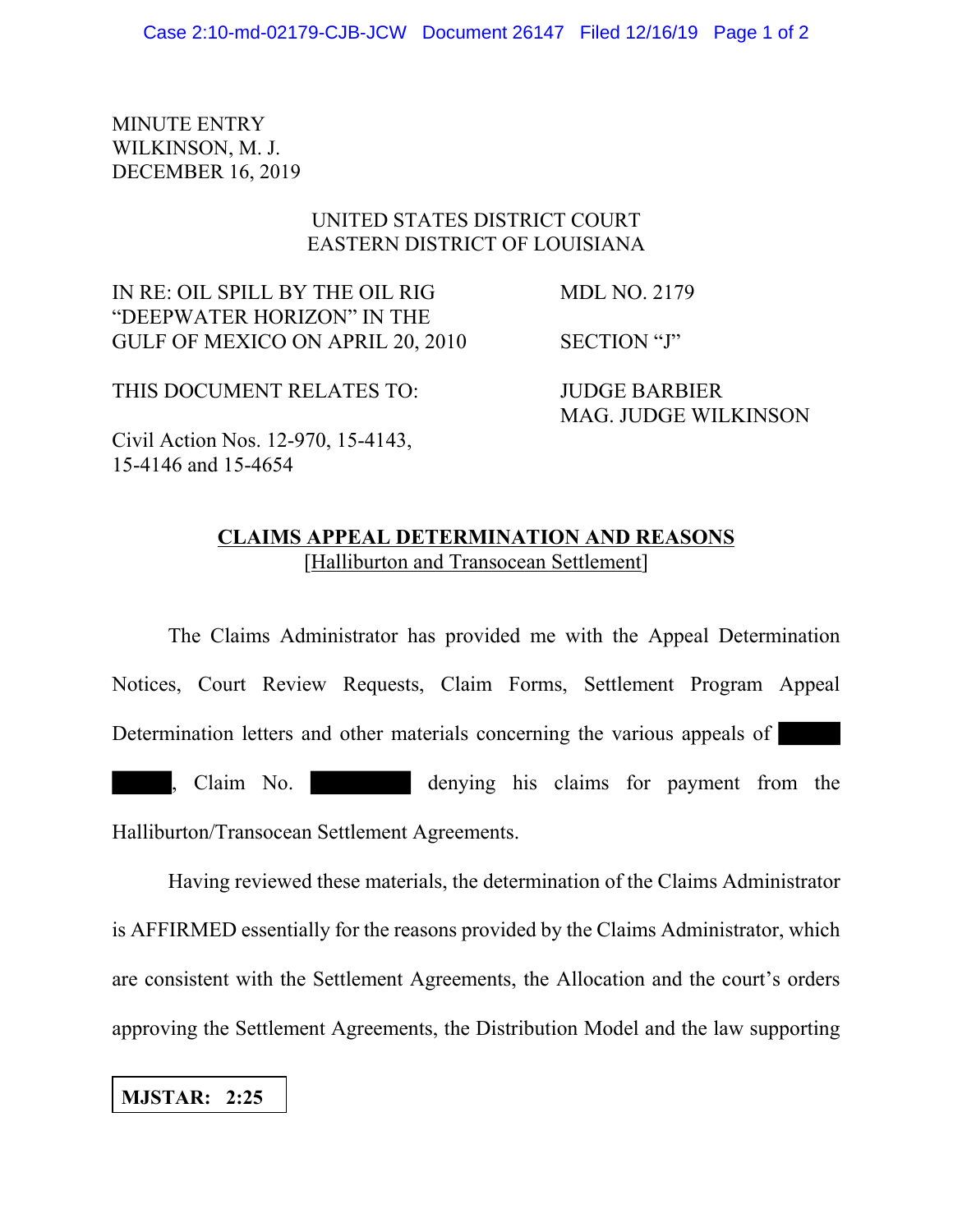MINUTE ENTRY
WILKINSON, M. J.
DECEMBER 16, 2019

UNITED STATES DISTRICT COURT
EASTERN DISTRICT OF LOUISIANA

| | |
|---|---|
| IN RE: OIL SPILL BY THE OIL RIG "DEEPWATER HORIZON" IN THE GULF OF MEXICO ON APRIL 20, 2010 | MDL NO. 2179 |
| | SECTION "J" |
| THIS DOCUMENT RELATES TO: | JUDGE BARBIER MAG. JUDGE WILKINSON |
| Civil Action Nos. 12-970, 15-4143, 15-4146 and 15-4654 | |

**CLAIMS APPEAL DETERMINATION AND REASONS**
[Halliburton and Transocean Settlement]

The Claims Administrator has provided me with the Appeal Determination Notices, Court Review Requests, Claim Forms, Settlement Program Appeal Determination letters and other materials concerning the various appeals of [REDACTED] [REDACTED], Claim No. [REDACTED] denying his claims for payment from the Halliburton/Transocean Settlement Agreements.

Having reviewed these materials, the determination of the Claims Administrator is AFFIRMED essentially for the reasons provided by the Claims Administrator, which are consistent with the Settlement Agreements, the Allocation and the court's orders approving the Settlement Agreements, the Distribution Model and the law supporting

**MJSTAR: 2:25**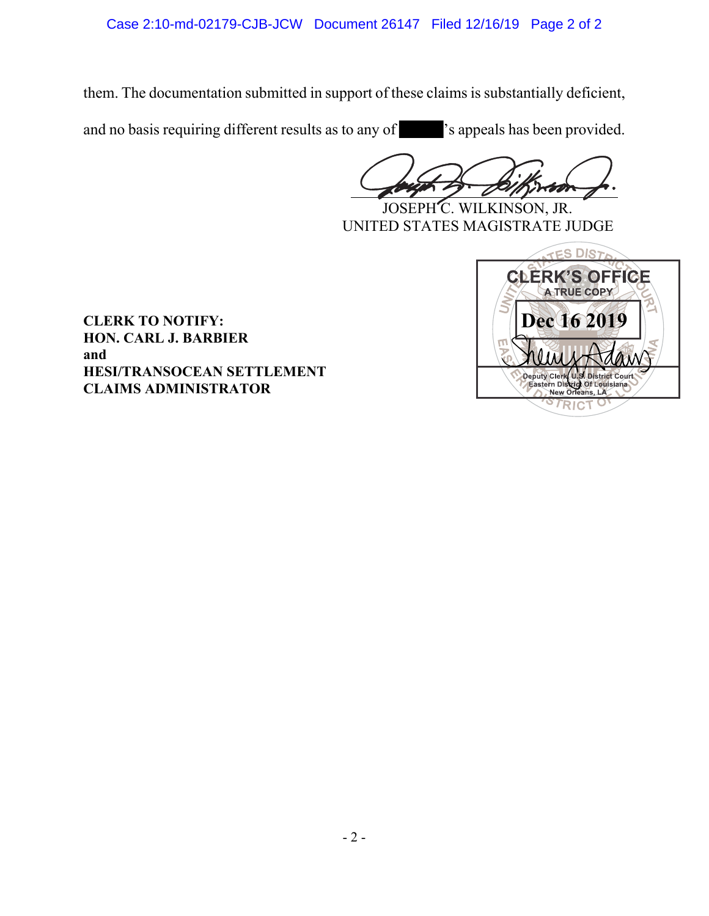them. The documentation submitted in support of these claims is substantially deficient, and no basis requiring different results as to any of ████'s appeals has been provided.

JOSEPH C. WILKINSON, JR.
UNITED STATES MAGISTRATE JUDGE

CLERK'S OFFICE
A TRUE COPY
Dec 16 2019
Deputy Clerk, U.S. District Court
Eastern District Of Louisiana
New Orleans, LA

**CLERK TO NOTIFY:**
**HON. CARL J. BARBIER**
**and**
**HESI/TRANSOCEAN SETTLEMENT CLAIMS ADMINISTRATOR**